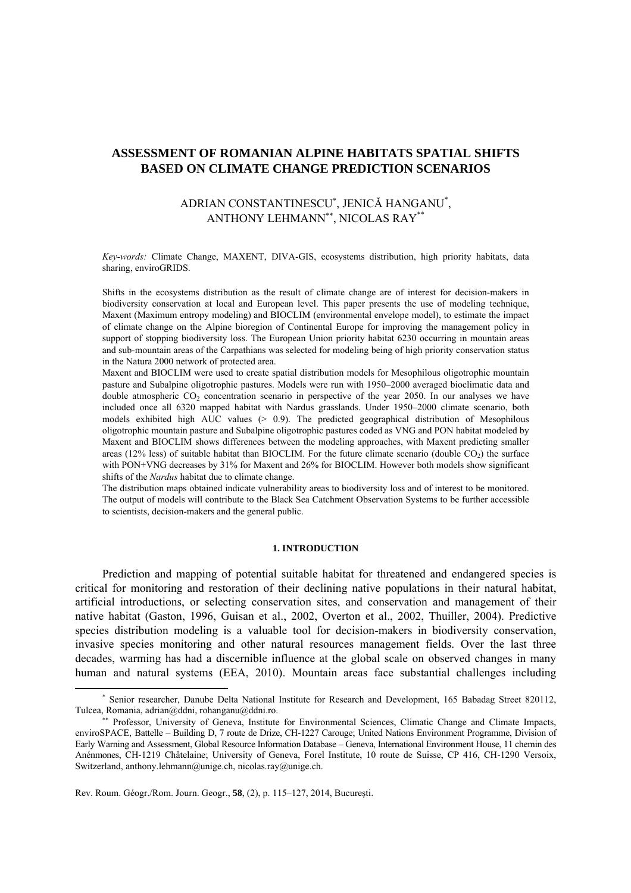# ASSESSMENT OF ROMANIAN ALPINE HABITATS SPATIAL SHIFTS BASED ON CLIMATE CHANGE PREDICTION SCENARIOS

ADRIAN CONSTANTINESCU[*], JENICĂ HANGANU[*], ANTHONY LEHMANN[**], NICOLAS RAY[**]

*Key-words:* Climate Change, MAXENT, DIVA-GIS, ecosystems distribution, high priority habitats, data sharing, enviroGRIDS.

Shifts in the ecosystems distribution as the result of climate change are of interest for decision-makers in biodiversity conservation at local and European level. This paper presents the use of modeling technique, Maxent (Maximum entropy modeling) and BIOCLIM (environmental envelope model), to estimate the impact of climate change on the Alpine bioregion of Continental Europe for improving the management policy in support of stopping biodiversity loss. The European Union priority habitat 6230 occurring in mountain areas and sub-mountain areas of the Carpathians was selected for modeling being of high priority conservation status in the Natura 2000 network of protected area.

Maxent and BIOCLIM were used to create spatial distribution models for Mesophilous oligotrophic mountain pasture and Subalpine oligotrophic pastures. Models were run with 1950–2000 averaged bioclimatic data and double atmospheric $CO_2$ concentration scenario in perspective of the year 2050. In our analyses we have included once all 6320 mapped habitat with Nardus grasslands. Under 1950–2000 climate scenario, both models exhibited high AUC values (> 0.9). The predicted geographical distribution of Mesophilous oligotrophic mountain pasture and Subalpine oligotrophic pastures coded as VNG and PON habitat modeled by Maxent and BIOCLIM shows differences between the modeling approaches, with Maxent predicting smaller areas (12% less) of suitable habitat than BIOCLIM. For the future climate scenario (double $CO_2$) the surface with PON+VNG decreases by 31% for Maxent and 26% for BIOCLIM. However both models show significant shifts of the *Nardus* habitat due to climate change.

The distribution maps obtained indicate vulnerability areas to biodiversity loss and of interest to be monitored. The output of models will contribute to the Black Sea Catchment Observation Systems to be further accessible to scientists, decision-makers and the general public.

## 1. INTRODUCTION

Prediction and mapping of potential suitable habitat for threatened and endangered species is critical for monitoring and restoration of their declining native populations in their natural habitat, artificial introductions, or selecting conservation sites, and conservation and management of their native habitat (Gaston, 1996, Guisan et al., 2002, Overton et al., 2002, Thuiller, 2004). Predictive species distribution modeling is a valuable tool for decision-makers in biodiversity conservation, invasive species monitoring and other natural resources management fields. Over the last three decades, warming has had a discernible influence at the global scale on observed changes in many human and natural systems (EEA, 2010). Mountain areas face substantial challenges including

---

[*] Senior researcher, Danube Delta National Institute for Research and Development, 165 Babadag Street 820112, Tulcea, Romania, adrian@ddni, rohanganu@ddni.ro.

[**] Professor, University of Geneva, Institute for Environmental Sciences, Climatic Change and Climate Impacts, enviroSPACE, Battelle – Building D, 7 route de Drize, CH-1227 Carouge; United Nations Environment Programme, Division of Early Warning and Assessment, Global Resource Information Database – Geneva, International Environment House, 11 chemin des Anénmones, CH-1219 Châtelaine; University of Geneva, Forel Institute, 10 route de Suisse, CP 416, CH-1290 Versoix, Switzerland, anthony.lehmann@unige.ch, nicolas.ray@unige.ch.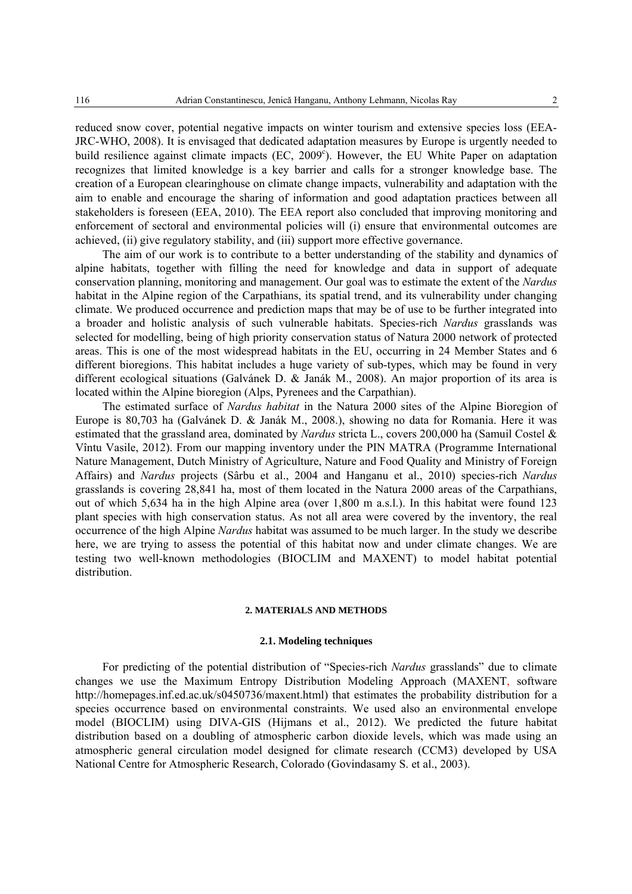reduced snow cover, potential negative impacts on winter tourism and extensive species loss (EEA-JRC-WHO, 2008). It is envisaged that dedicated adaptation measures by Europe is urgently needed to build resilience against climate impacts (EC, 2009[c]). However, the EU White Paper on adaptation recognizes that limited knowledge is a key barrier and calls for a stronger knowledge base. The creation of a European clearinghouse on climate change impacts, vulnerability and adaptation with the aim to enable and encourage the sharing of information and good adaptation practices between all stakeholders is foreseen (EEA, 2010). The EEA report also concluded that improving monitoring and enforcement of sectoral and environmental policies will (i) ensure that environmental outcomes are achieved, (ii) give regulatory stability, and (iii) support more effective governance.

The aim of our work is to contribute to a better understanding of the stability and dynamics of alpine habitats, together with filling the need for knowledge and data in support of adequate conservation planning, monitoring and management. Our goal was to estimate the extent of the *Nardus* habitat in the Alpine region of the Carpathians, its spatial trend, and its vulnerability under changing climate. We produced occurrence and prediction maps that may be of use to be further integrated into a broader and holistic analysis of such vulnerable habitats. Species-rich *Nardus* grasslands was selected for modelling, being of high priority conservation status of Natura 2000 network of protected areas. This is one of the most widespread habitats in the EU, occurring in 24 Member States and 6 different bioregions. This habitat includes a huge variety of sub-types, which may be found in very different ecological situations (Galvánek D. & Janák M., 2008). An major proportion of its area is located within the Alpine bioregion (Alps, Pyrenees and the Carpathian).

The estimated surface of *Nardus habitat* in the Natura 2000 sites of the Alpine Bioregion of Europe is 80,703 ha (Galvánek D. & Janák M., 2008.), showing no data for Romania. Here it was estimated that the grassland area, dominated by *Nardus* stricta L., covers 200,000 ha (Samuil Costel & Vîntu Vasile, 2012). From our mapping inventory under the PIN MATRA (Programme International Nature Management, Dutch Ministry of Agriculture, Nature and Food Quality and Ministry of Foreign Affairs) and *Nardus* projects (Sârbu et al., 2004 and Hanganu et al., 2010) species-rich *Nardus* grasslands is covering 28,841 ha, most of them located in the Natura 2000 areas of the Carpathians, out of which 5,634 ha in the high Alpine area (over 1,800 m a.s.l.). In this habitat were found 123 plant species with high conservation status. As not all area were covered by the inventory, the real occurrence of the high Alpine *Nardus* habitat was assumed to be much larger. In the study we describe here, we are trying to assess the potential of this habitat now and under climate changes. We are testing two well-known methodologies (BIOCLIM and MAXENT) to model habitat potential distribution.

## 2. MATERIALS AND METHODS

### 2.1. Modeling techniques

For predicting of the potential distribution of "Species-rich *Nardus* grasslands" due to climate changes we use the Maximum Entropy Distribution Modeling Approach (MAXENT, software http://homepages.inf.ed.ac.uk/s0450736/maxent.html) that estimates the probability distribution for a species occurrence based on environmental constraints. We used also an environmental envelope model (BIOCLIM) using DIVA-GIS (Hijmans et al., 2012). We predicted the future habitat distribution based on a doubling of atmospheric carbon dioxide levels, which was made using an atmospheric general circulation model designed for climate research (CCM3) developed by USA National Centre for Atmospheric Research, Colorado (Govindasamy S. et al., 2003).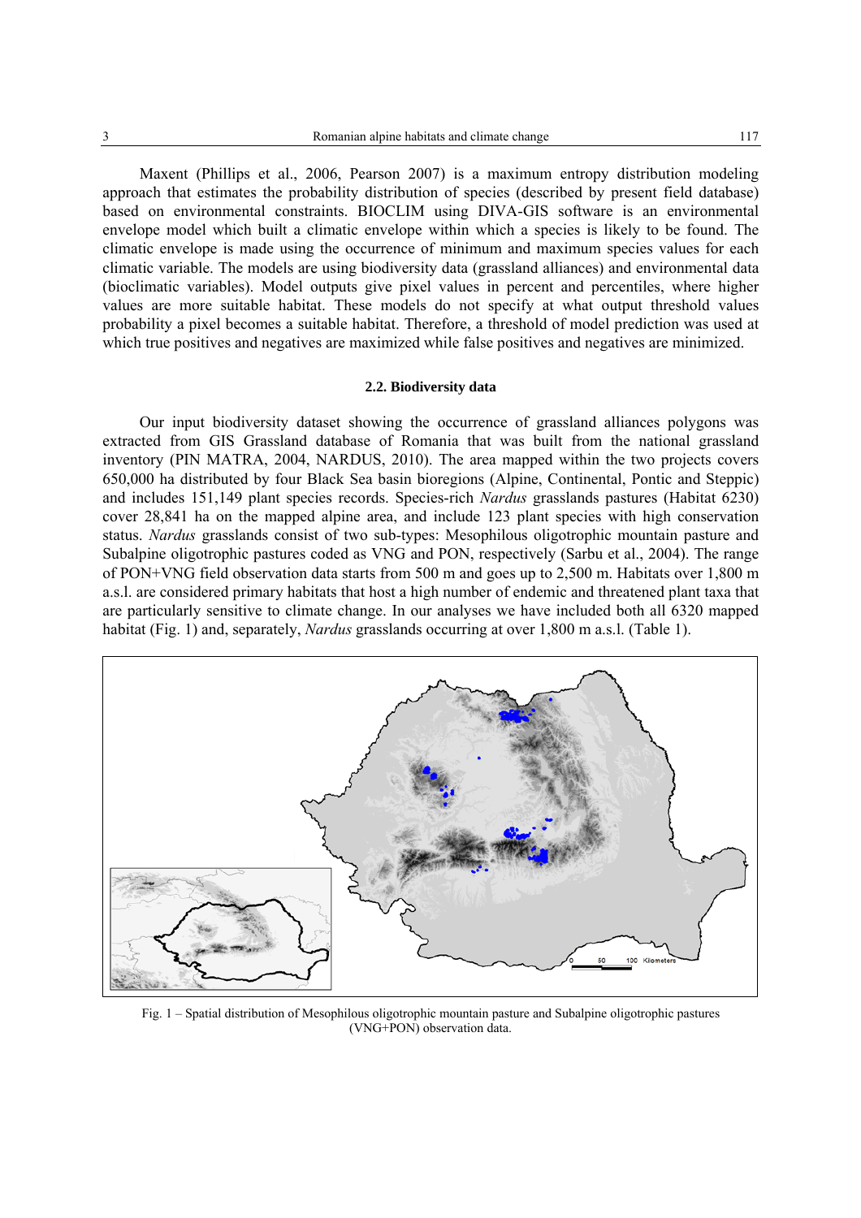Maxent (Phillips et al., 2006, Pearson 2007) is a maximum entropy distribution modeling approach that estimates the probability distribution of species (described by present field database) based on environmental constraints. BIOCLIM using DIVA-GIS software is an environmental envelope model which built a climatic envelope within which a species is likely to be found. The climatic envelope is made using the occurrence of minimum and maximum species values for each climatic variable. The models are using biodiversity data (grassland alliances) and environmental data (bioclimatic variables). Model outputs give pixel values in percent and percentiles, where higher values are more suitable habitat. These models do not specify at what output threshold values probability a pixel becomes a suitable habitat. Therefore, a threshold of model prediction was used at which true positives and negatives are maximized while false positives and negatives are minimized.

### 2.2. Biodiversity data

Our input biodiversity dataset showing the occurrence of grassland alliances polygons was extracted from GIS Grassland database of Romania that was built from the national grassland inventory (PIN MATRA, 2004, NARDUS, 2010). The area mapped within the two projects covers 650,000 ha distributed by four Black Sea basin bioregions (Alpine, Continental, Pontic and Steppic) and includes 151,149 plant species records. Species-rich *Nardus* grasslands pastures (Habitat 6230) cover 28,841 ha on the mapped alpine area, and include 123 plant species with high conservation status. *Nardus* grasslands consist of two sub-types: Mesophilous oligotrophic mountain pasture and Subalpine oligotrophic pastures coded as VNG and PON, respectively (Sarbu et al., 2004). The range of PON+VNG field observation data starts from 500 m and goes up to 2,500 m. Habitats over 1,800 m a.s.l. are considered primary habitats that host a high number of endemic and threatened plant taxa that are particularly sensitive to climate change. In our analyses we have included both all 6320 mapped habitat (Fig. 1) and, separately, *Nardus* grasslands occurring at over 1,800 m a.s.l. (Table 1).

Fig. 1 – Spatial distribution of Mesophilous oligotrophic mountain pasture and Subalpine oligotrophic pastures (VNG+PON) observation data.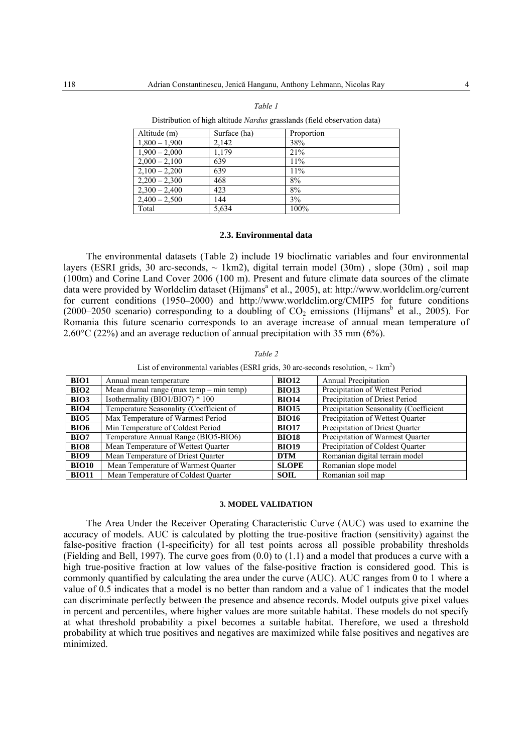*Table 1*

Distribution of high altitude *Nardus* grasslands (field observation data)

| Altitude (m) | Surface (ha) | Proportion |
|---|---|---|
| 1,800 – 1,900 | 2,142 | 38% |
| 1,900 – 2,000 | 1,179 | 21% |
| 2,000 – 2,100 | 639 | 11% |
| 2,100 – 2,200 | 639 | 11% |
| 2,200 – 2,300 | 468 | 8% |
| 2,300 – 2,400 | 423 | 8% |
| 2,400 – 2,500 | 144 | 3% |
| Total | 5,634 | 100% |

### 2.3. Environmental data

The environmental datasets (Table 2) include 19 bioclimatic variables and four environmental layers (ESRI grids, 30 arc-seconds, ~ 1km2), digital terrain model (30m) , slope (30m) , soil map (100m) and Corine Land Cover 2006 (100 m). Present and future climate data sources of the climate data were provided by Worldclim dataset (Hijmans[a] et al., 2005), at: http://www.worldclim.org/current for current conditions (1950–2000) and http://www.worldclim.org/CMIP5 for future conditions (2000–2050 scenario) corresponding to a doubling of $CO_2$ emissions (Hijmans[b] et al., 2005). For Romania this future scenario corresponds to an average increase of annual mean temperature of 2.60°C (22%) and an average reduction of annual precipitation with 35 mm (6%).

*Table 2*

List of environmental variables (ESRI grids, 30 arc-seconds resolution, ~ $1km^2$)

| | | | |
|---|---|---|---|
| **BIO1** | Annual mean temperature | **BIO12** | Annual Precipitation |
| **BIO2** | Mean diurnal range (max temp – min temp) | **BIO13** | Precipitation of Wettest Period |
| **BIO3** | Isothermality (BIO1/BIO7) * 100 | **BIO14** | Precipitation of Driest Period |
| **BIO4** | Temperature Seasonality (Coefficient of | **BIO15** | Precipitation Seasonality (Coefficient |
| **BIO5** | Max Temperature of Warmest Period | **BIO16** | Precipitation of Wettest Quarter |
| **BIO6** | Min Temperature of Coldest Period | **BIO17** | Precipitation of Driest Quarter |
| **BIO7** | Temperature Annual Range (BIO5-BIO6) | **BIO18** | Precipitation of Warmest Quarter |
| **BIO8** | Mean Temperature of Wettest Quarter | **BIO19** | Precipitation of Coldest Quarter |
| **BIO9** | Mean Temperature of Driest Quarter | **DTM** | Romanian digital terrain model |
| **BIO10** | Mean Temperature of Warmest Quarter | **SLOPE** | Romanian slope model |
| **BIO11** | Mean Temperature of Coldest Quarter | **SOIL** | Romanian soil map |

## 3. MODEL VALIDATION

The Area Under the Receiver Operating Characteristic Curve (AUC) was used to examine the accuracy of models. AUC is calculated by plotting the true-positive fraction (sensitivity) against the false-positive fraction (1-specificity) for all test points across all possible probability thresholds (Fielding and Bell, 1997). The curve goes from (0.0) to (1.1) and a model that produces a curve with a high true-positive fraction at low values of the false-positive fraction is considered good. This is commonly quantified by calculating the area under the curve (AUC). AUC ranges from 0 to 1 where a value of 0.5 indicates that a model is no better than random and a value of 1 indicates that the model can discriminate perfectly between the presence and absence records. Model outputs give pixel values in percent and percentiles, where higher values are more suitable habitat. These models do not specify at what threshold probability a pixel becomes a suitable habitat. Therefore, we used a threshold probability at which true positives and negatives are maximized while false positives and negatives are minimized.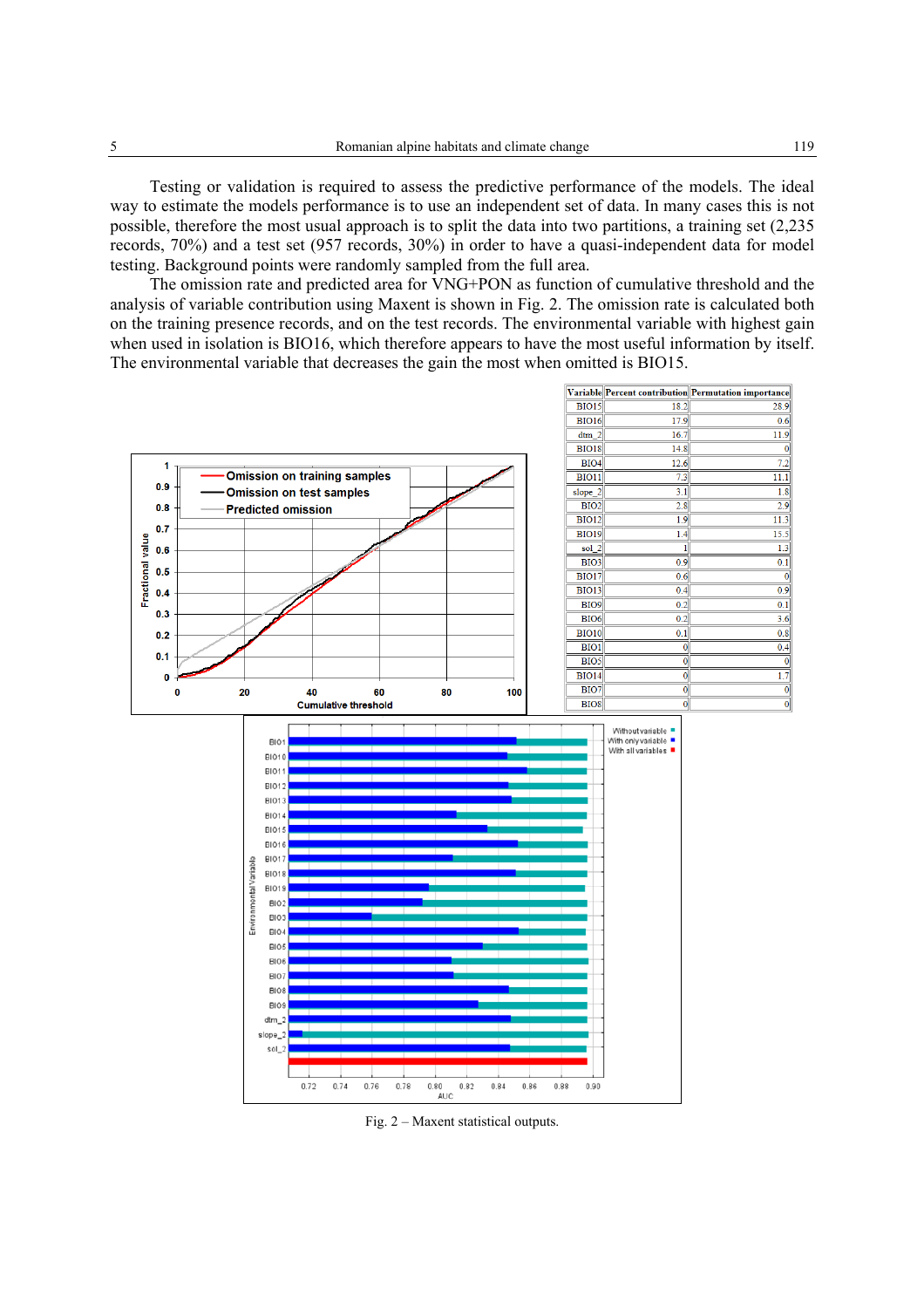Testing or validation is required to assess the predictive performance of the models. The ideal way to estimate the models performance is to use an independent set of data. In many cases this is not possible, therefore the most usual approach is to split the data into two partitions, a training set (2,235 records, 70%) and a test set (957 records, 30%) in order to have a quasi-independent data for model testing. Background points were randomly sampled from the full area.

The omission rate and predicted area for VNG+PON as function of cumulative threshold and the analysis of variable contribution using Maxent is shown in Fig. 2. The omission rate is calculated both on the training presence records, and on the test records. The environmental variable with highest gain when used in isolation is BIO16, which therefore appears to have the most useful information by itself. The environmental variable that decreases the gain the most when omitted is BIO15.

| Variable | Percent contribution | Permutation importance |
|---|---|---|
| BIO15 | 18.2 | 28.9 |
| BIO16 | 17.9 | 0.6 |
| dtm_2 | 16.7 | 11.9 |
| BIO18 | 14.8 | 0 |
| BIO4 | 12.6 | 7.2 |
| BIO11 | 7.3 | 11.1 |
| slope_2 | 3.1 | 1.8 |
| BIO2 | 2.8 | 2.9 |
| BIO12 | 1.9 | 11.3 |
| BIO19 | 1.4 | 15.5 |
| sol_2 | 1 | 1.3 |
| BIO3 | 0.9 | 0.1 |
| BIO17 | 0.6 | 0 |
| BIO13 | 0.4 | 0.9 |
| BIO9 | 0.2 | 0.1 |
| BIO6 | 0.2 | 3.6 |
| BIO10 | 0.1 | 0.8 |
| BIO1 | 0 | 0.4 |
| BIO5 | 0 | 0 |
| BIO14 | 0 | 1.7 |
| BIO7 | 0 | 0 |
| BIO8 | 0 | 0 |

Fig. 2 – Maxent statistical outputs.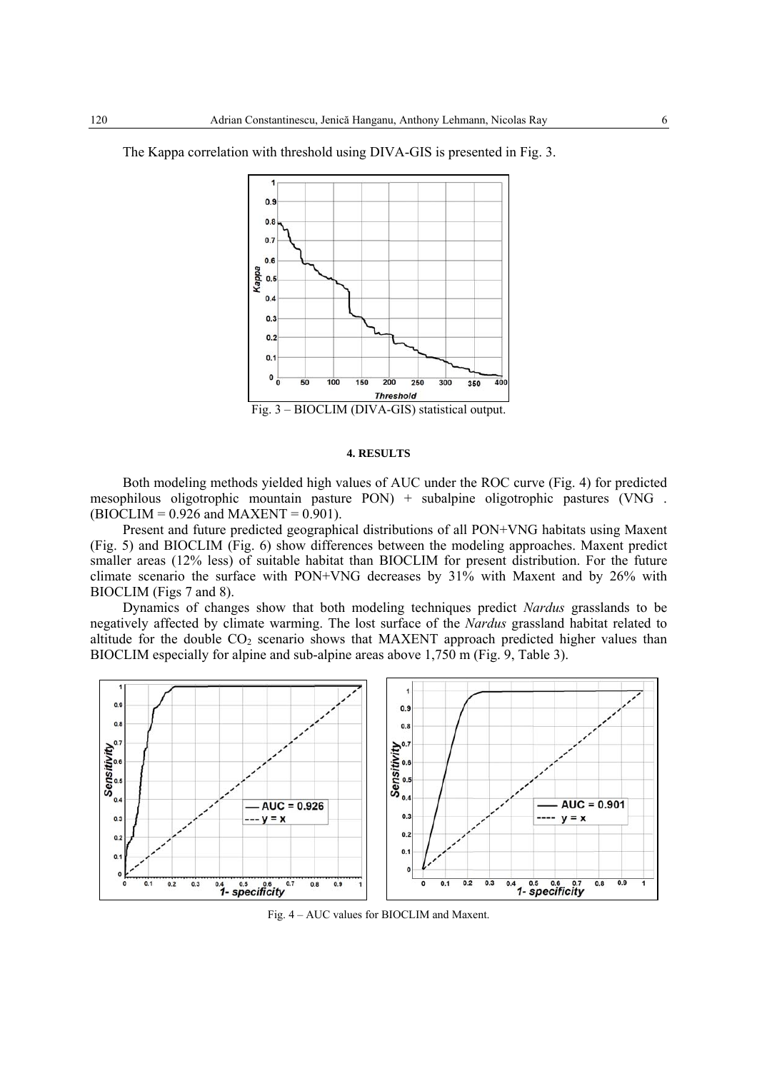The Kappa correlation with threshold using DIVA-GIS is presented in Fig. 3.

Fig. 3 – BIOCLIM (DIVA-GIS) statistical output.

#### 4. RESULTS

Both modeling methods yielded high values of AUC under the ROC curve (Fig. 4) for predicted mesophilous oligotrophic mountain pasture PON) + subalpine oligotrophic pastures (VNG . (BIOCLIM = 0.926 and MAXENT = 0.901).

Present and future predicted geographical distributions of all PON+VNG habitats using Maxent (Fig. 5) and BIOCLIM (Fig. 6) show differences between the modeling approaches. Maxent predict smaller areas (12% less) of suitable habitat than BIOCLIM for present distribution. For the future climate scenario the surface with PON+VNG decreases by 31% with Maxent and by 26% with BIOCLIM (Figs 7 and 8).

Dynamics of changes show that both modeling techniques predict *Nardus* grasslands to be negatively affected by climate warming. The lost surface of the *Nardus* grassland habitat related to altitude for the double $CO_2$ scenario shows that MAXENT approach predicted higher values than BIOCLIM especially for alpine and sub-alpine areas above 1,750 m (Fig. 9, Table 3).

Fig. 4 – AUC values for BIOCLIM and Maxent.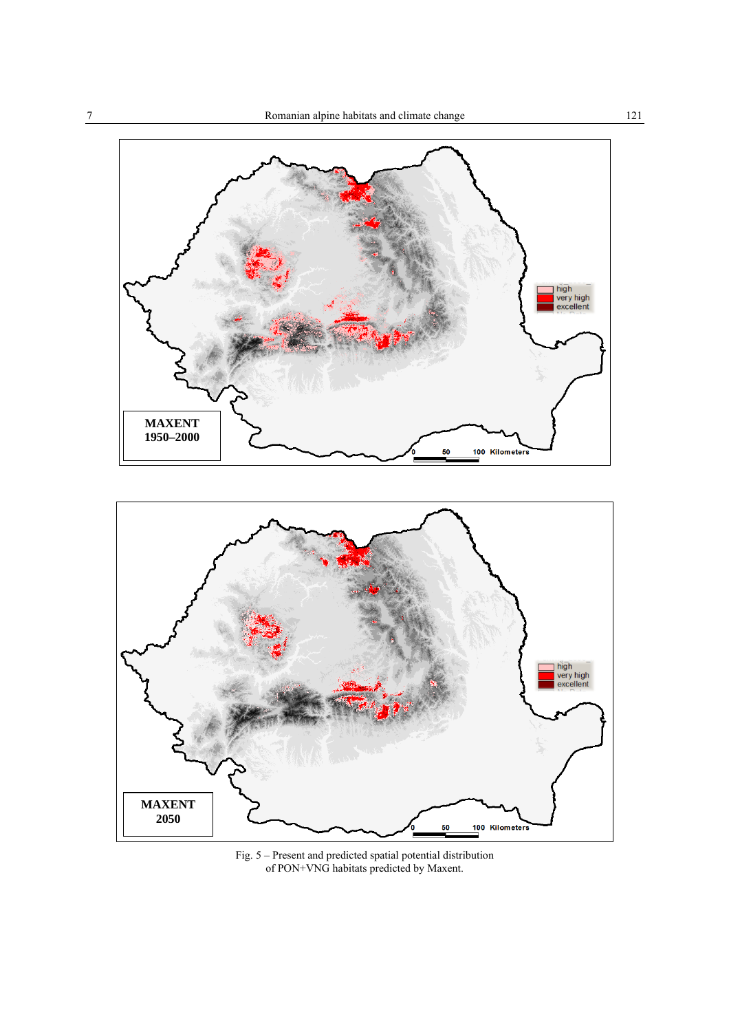Fig. 5 – Present and predicted spatial potential distribution of PON+VNG habitats predicted by Maxent.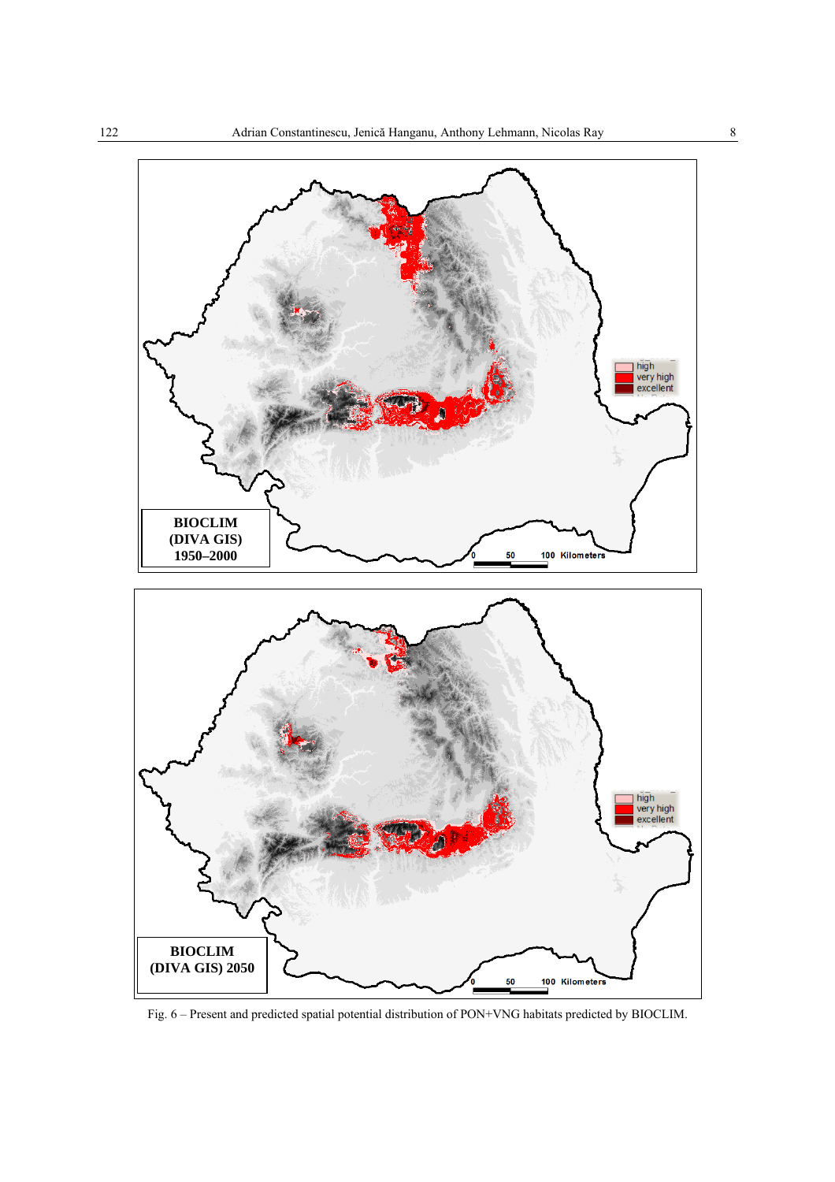Fig. 6 – Present and predicted spatial potential distribution of PON+VNG habitats predicted by BIOCLIM.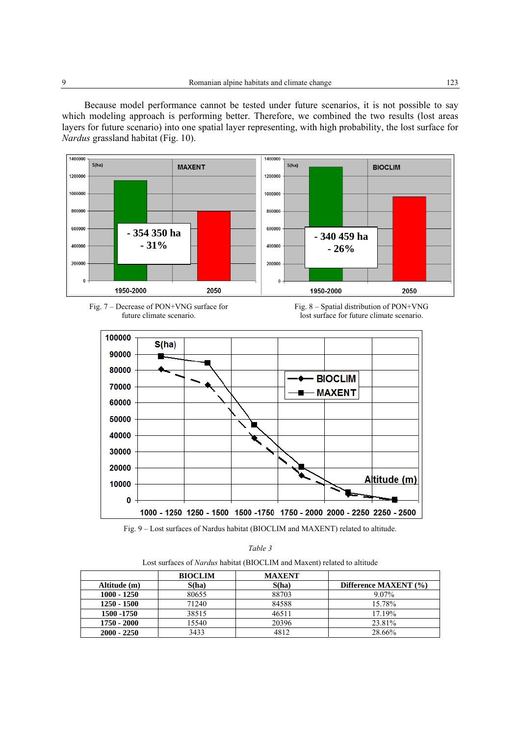Because model performance cannot be tested under future scenarios, it is not possible to say which modeling approach is performing better. Therefore, we combined the two results (lost areas layers for future scenario) into one spatial layer representing, with high probability, the lost surface for *Nardus* grassland habitat (Fig. 10).

Fig. 7 – Decrease of PON+VNG surface for future climate scenario.

Fig. 8 – Spatial distribution of PON+VNG lost surface for future climate scenario.

Fig. 9 – Lost surfaces of Nardus habitat (BIOCLIM and MAXENT) related to altitude.

*Table 3*

Lost surfaces of *Nardus* habitat (BIOCLIM and Maxent) related to altitude

| Altitude (m) | BIOCLIM S(ha) | MAXENT S(ha) | Difference MAXENT (%) |
|---|---|---|---|
| **1000 - 1250** | 80655 | 88703 | 9.07% |
| **1250 - 1500** | 71240 | 84588 | 15.78% |
| **1500 -1750** | 38515 | 46511 | 17.19% |
| **1750 - 2000** | 15540 | 20396 | 23.81% |
| **2000 - 2250** | 3433 | 4812 | 28.66% |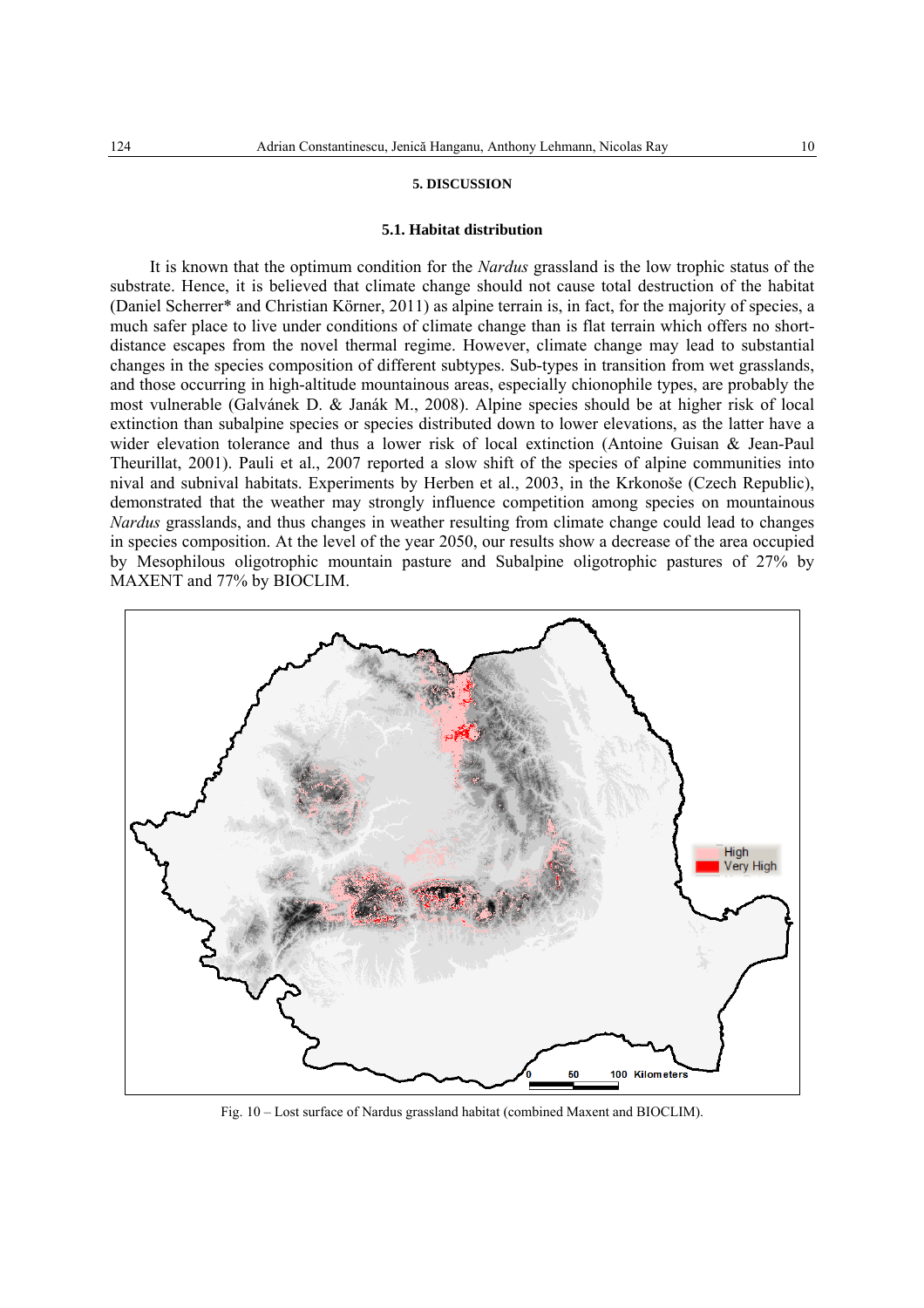## 5. DISCUSSION

### 5.1. Habitat distribution

It is known that the optimum condition for the *Nardus* grassland is the low trophic status of the substrate. Hence, it is believed that climate change should not cause total destruction of the habitat (Daniel Scherrer* and Christian Körner, 2011) as alpine terrain is, in fact, for the majority of species, a much safer place to live under conditions of climate change than is flat terrain which offers no short-distance escapes from the novel thermal regime. However, climate change may lead to substantial changes in the species composition of different subtypes. Sub-types in transition from wet grasslands, and those occurring in high-altitude mountainous areas, especially chionophile types, are probably the most vulnerable (Galvánek D. & Janák M., 2008). Alpine species should be at higher risk of local extinction than subalpine species or species distributed down to lower elevations, as the latter have a wider elevation tolerance and thus a lower risk of local extinction (Antoine Guisan & Jean-Paul Theurillat, 2001). Pauli et al., 2007 reported a slow shift of the species of alpine communities into nival and subnival habitats. Experiments by Herben et al., 2003, in the Krkonoše (Czech Republic), demonstrated that the weather may strongly influence competition among species on mountainous *Nardus* grasslands, and thus changes in weather resulting from climate change could lead to changes in species composition. At the level of the year 2050, our results show a decrease of the area occupied by Mesophilous oligotrophic mountain pasture and Subalpine oligotrophic pastures of 27% by MAXENT and 77% by BIOCLIM.

Fig. 10 – Lost surface of Nardus grassland habitat (combined Maxent and BIOCLIM).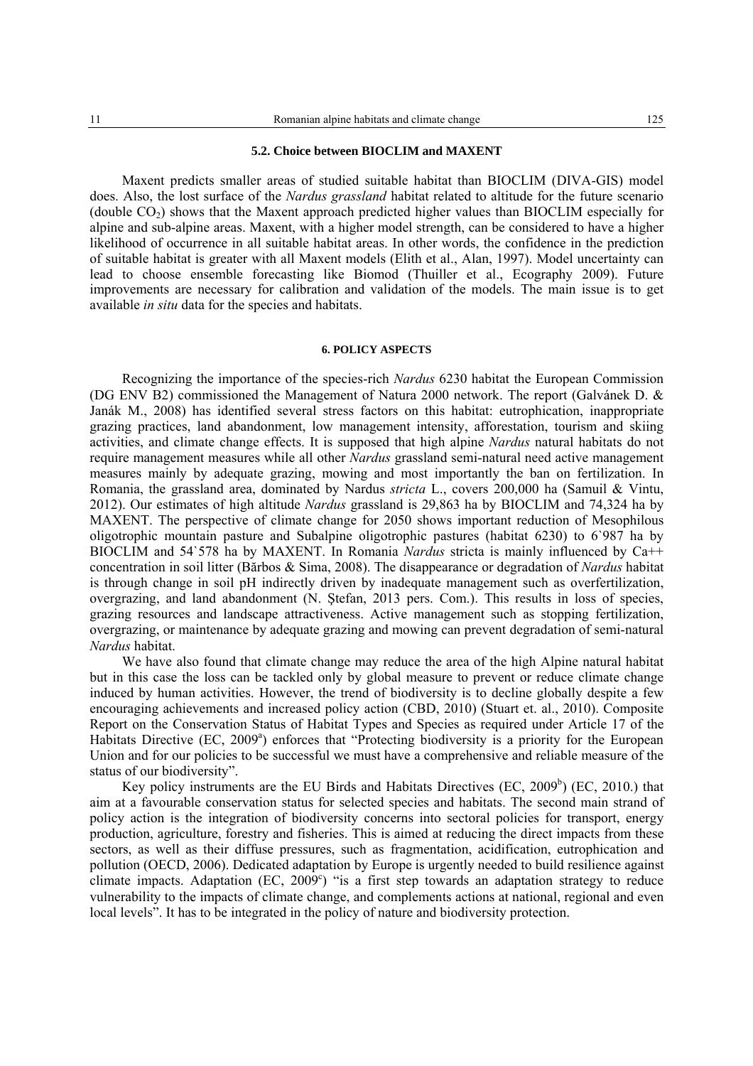### 5.2. Choice between BIOCLIM and MAXENT

Maxent predicts smaller areas of studied suitable habitat than BIOCLIM (DIVA-GIS) model does. Also, the lost surface of the *Nardus grassland* habitat related to altitude for the future scenario (double $CO_2$) shows that the Maxent approach predicted higher values than BIOCLIM especially for alpine and sub-alpine areas. Maxent, with a higher model strength, can be considered to have a higher likelihood of occurrence in all suitable habitat areas. In other words, the confidence in the prediction of suitable habitat is greater with all Maxent models (Elith et al., Alan, 1997). Model uncertainty can lead to choose ensemble forecasting like Biomod (Thuiller et al., Ecography 2009). Future improvements are necessary for calibration and validation of the models. The main issue is to get available *in situ* data for the species and habitats.

## 6. POLICY ASPECTS

Recognizing the importance of the species-rich *Nardus* 6230 habitat the European Commission (DG ENV B2) commissioned the Management of Natura 2000 network. The report (Galvánek D. & Janák M., 2008) has identified several stress factors on this habitat: eutrophication, inappropriate grazing practices, land abandonment, low management intensity, afforestation, tourism and skiing activities, and climate change effects. It is supposed that high alpine *Nardus* natural habitats do not require management measures while all other *Nardus* grassland semi-natural need active management measures mainly by adequate grazing, mowing and most importantly the ban on fertilization. In Romania, the grassland area, dominated by Nardus *stricta* L., covers 200,000 ha (Samuil & Vintu, 2012). Our estimates of high altitude *Nardus* grassland is 29,863 ha by BIOCLIM and 74,324 ha by MAXENT. The perspective of climate change for 2050 shows important reduction of Mesophilous oligotrophic mountain pasture and Subalpine oligotrophic pastures (habitat 6230) to 6`987 ha by BIOCLIM and 54`578 ha by MAXENT. In Romania *Nardus* stricta is mainly influenced by Ca++ concentration in soil litter (Bărbos & Sima, 2008). The disappearance or degradation of *Nardus* habitat is through change in soil pH indirectly driven by inadequate management such as overfertilization, overgrazing, and land abandonment (N. Ştefan, 2013 pers. Com.). This results in loss of species, grazing resources and landscape attractiveness. Active management such as stopping fertilization, overgrazing, or maintenance by adequate grazing and mowing can prevent degradation of semi-natural *Nardus* habitat.

We have also found that climate change may reduce the area of the high Alpine natural habitat but in this case the loss can be tackled only by global measure to prevent or reduce climate change induced by human activities. However, the trend of biodiversity is to decline globally despite a few encouraging achievements and increased policy action (CBD, 2010) (Stuart et. al., 2010). Composite Report on the Conservation Status of Habitat Types and Species as required under Article 17 of the Habitats Directive (EC, 2009[a]) enforces that "Protecting biodiversity is a priority for the European Union and for our policies to be successful we must have a comprehensive and reliable measure of the status of our biodiversity".

Key policy instruments are the EU Birds and Habitats Directives (EC, 2009[b]) (EC, 2010.) that aim at a favourable conservation status for selected species and habitats. The second main strand of policy action is the integration of biodiversity concerns into sectoral policies for transport, energy production, agriculture, forestry and fisheries. This is aimed at reducing the direct impacts from these sectors, as well as their diffuse pressures, such as fragmentation, acidification, eutrophication and pollution (OECD, 2006). Dedicated adaptation by Europe is urgently needed to build resilience against climate impacts. Adaptation (EC, 2009[c]) "is a first step towards an adaptation strategy to reduce vulnerability to the impacts of climate change, and complements actions at national, regional and even local levels". It has to be integrated in the policy of nature and biodiversity protection.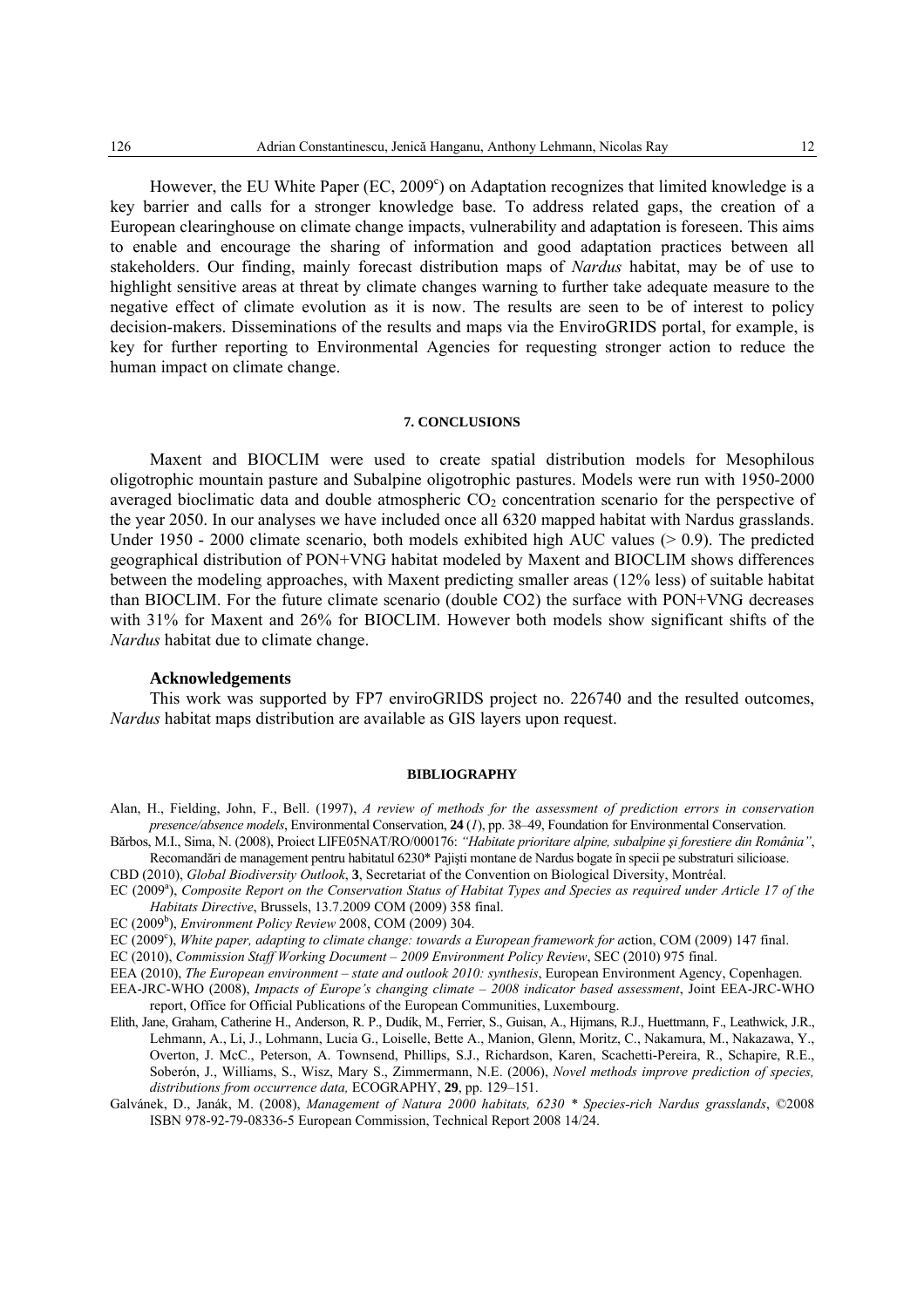However, the EU White Paper (EC, 2009[c]) on Adaptation recognizes that limited knowledge is a key barrier and calls for a stronger knowledge base. To address related gaps, the creation of a European clearinghouse on climate change impacts, vulnerability and adaptation is foreseen. This aims to enable and encourage the sharing of information and good adaptation practices between all stakeholders. Our finding, mainly forecast distribution maps of *Nardus* habitat, may be of use to highlight sensitive areas at threat by climate changes warning to further take adequate measure to the negative effect of climate evolution as it is now. The results are seen to be of interest to policy decision-makers. Disseminations of the results and maps via the EnviroGRIDS portal, for example, is key for further reporting to Environmental Agencies for requesting stronger action to reduce the human impact on climate change.

## 7. CONCLUSIONS

Maxent and BIOCLIM were used to create spatial distribution models for Mesophilous oligotrophic mountain pasture and Subalpine oligotrophic pastures. Models were run with 1950-2000 averaged bioclimatic data and double atmospheric $CO_2$ concentration scenario for the perspective of the year 2050. In our analyses we have included once all 6320 mapped habitat with Nardus grasslands. Under 1950 - 2000 climate scenario, both models exhibited high AUC values (> 0.9). The predicted geographical distribution of PON+VNG habitat modeled by Maxent and BIOCLIM shows differences between the modeling approaches, with Maxent predicting smaller areas (12% less) of suitable habitat than BIOCLIM. For the future climate scenario (double CO2) the surface with PON+VNG decreases with 31% for Maxent and 26% for BIOCLIM. However both models show significant shifts of the *Nardus* habitat due to climate change.

### Acknowledgements

This work was supported by FP7 enviroGRIDS project no. 226740 and the resulted outcomes, *Nardus* habitat maps distribution are available as GIS layers upon request.

## BIBLIOGRAPHY

Alan, H., Fielding, John, F., Bell. (1997), *A review of methods for the assessment of prediction errors in conservation presence/absence models*, Environmental Conservation, **24** (*1*), pp. 38–49, Foundation for Environmental Conservation.

Bărbos, M.I., Sima, N. (2008), Proiect LIFE05NAT/RO/000176: *"Habitate prioritare alpine, subalpine şi forestiere din România"*, Recomandări de management pentru habitatul 6230* Pajişti montane de Nardus bogate în specii pe substraturi silicioase.

CBD (2010), *Global Biodiversity Outlook*, **3**, Secretariat of the Convention on Biological Diversity, Montréal.

EC (2009[a]), *Composite Report on the Conservation Status of Habitat Types and Species as required under Article 17 of the Habitats Directive*, Brussels, 13.7.2009 COM (2009) 358 final.

EC (2009[b]), *Environment Policy Review* 2008, COM (2009) 304.

EC (2009[c]), *White paper, adapting to climate change: towards a European framework for a*ction, COM (2009) 147 final.

EC (2010), *Commission Staff Working Document – 2009 Environment Policy Review*, SEC (2010) 975 final.

EEA (2010), *The European environment – state and outlook 2010: synthesis*, European Environment Agency, Copenhagen.

EEA-JRC-WHO (2008), *Impacts of Europe's changing climate – 2008 indicator based assessment*, Joint EEA-JRC-WHO report, Office for Official Publications of the European Communities, Luxembourg.

Elith, Jane, Graham, Catherine H., Anderson, R. P., Dudík, M., Ferrier, S., Guisan, A., Hijmans, R.J., Huettmann, F., Leathwick, J.R., Lehmann, A., Li, J., Lohmann, Lucia G., Loiselle, Bette A., Manion, Glenn, Moritz, C., Nakamura, M., Nakazawa, Y., Overton, J. McC., Peterson, A. Townsend, Phillips, S.J., Richardson, Karen, Scachetti-Pereira, R., Schapire, R.E., Soberón, J., Williams, S., Wisz, Mary S., Zimmermann, N.E. (2006), *Novel methods improve prediction of species, distributions from occurrence data,* ECOGRAPHY, **29**, pp. 129–151.

Galvánek, D., Janák, M. (2008), *Management of Natura 2000 habitats, 6230 * Species-rich Nardus grasslands*, ©2008 ISBN 978-92-79-08336-5 European Commission, Technical Report 2008 14/24.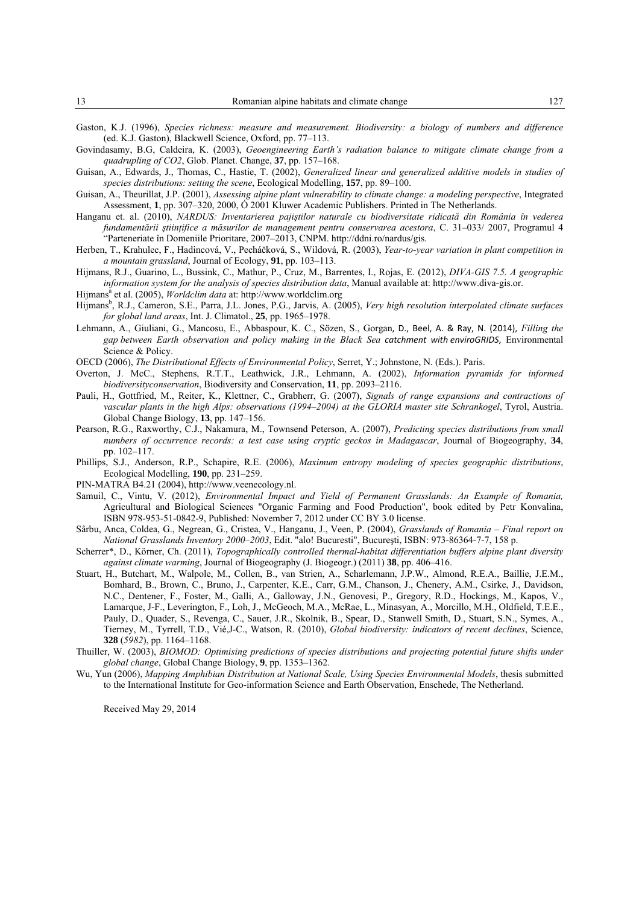Gaston, K.J. (1996), *Species richness: measure and measurement. Biodiversity: a biology of numbers and difference* (ed. K.J. Gaston), Blackwell Science, Oxford, pp. 77–113.

Govindasamy, B.G, Caldeira, K. (2003), *Geoengineering Earth's radiation balance to mitigate climate change from a quadrupling of CO2*, Glob. Planet. Change, **37**, pp. 157–168.

Guisan, A., Edwards, J., Thomas, C., Hastie, T. (2002), *Generalized linear and generalized additive models in studies of species distributions: setting the scene*, Ecological Modelling, **157**, pp. 89–100.

Guisan, A., Theurillat, J.P. (2001), *Assessing alpine plant vulnerability to climate change: a modeling perspective*, Integrated Assessment, **1**, pp. 307–320, 2000, Ó 2001 Kluwer Academic Publishers. Printed in The Netherlands.

Hanganu et. al. (2010), *NARDUS: Inventarierea pajiştilor naturale cu biodiversitate ridicată din România în vederea fundamentării ştiinţifice a măsurilor de management pentru conservarea acestora*, C. 31–033/ 2007, Programul 4 "Parteneriate în Domeniile Prioritare, 2007–2013, CNPM. http://ddni.ro/nardus/gis.

Herben, T., Krahulec, F., Hadincová, V., Pecháčková, S., Wildová, R. (2003), *Year-to-year variation in plant competition in a mountain grassland*, Journal of Ecology, **91**, pp. 103–113.

Hijmans, R.J., Guarino, L., Bussink, C., Mathur, P., Cruz, M., Barrentes, I., Rojas, E. (2012), *DIVA-GIS 7.5. A geographic information system for the analysis of species distribution data*, Manual available at: http://www.diva-gis.or.

Hijmans[a] et al. (2005), *Worldclim data* at: http://www.worldclim.org

Hijmans[b], R.J., Cameron, S.E., Parra, J.L. Jones, P.G., Jarvis, A. (2005), *Very high resolution interpolated climate surfaces for global land areas*, Int. J. Climatol., **25**, pp. 1965–1978.

Lehmann, A., Giuliani, G., Mancosu, E., Abbaspour, K. C., Sözen, S., Gorgan, D., Beel, A. & Ray, N. (2014), *Filling the gap between Earth observation and policy making in the Black Sea catchment with enviroGRIDS*, Environmental Science & Policy.

OECD (2006), *The Distributional Effects of Environmental Policy*, Serret, Y.; Johnstone, N. (Eds.). Paris.

Overton, J. McC., Stephens, R.T.T., Leathwick, J.R., Lehmann, A. (2002), *Information pyramids for informed biodiversityconservation*, Biodiversity and Conservation, **11**, pp. 2093–2116.

Pauli, H., Gottfried, M., Reiter, K., Klettner, C., Grabherr, G. (2007), *Signals of range expansions and contractions of vascular plants in the high Alps: observations (1994–2004) at the GLORIA master site Schrankogel*, Tyrol, Austria. Global Change Biology, **13**, pp. 147–156.

Pearson, R.G., Raxworthy, C.J., Nakamura, M., Townsend Peterson, A. (2007), *Predicting species distributions from small numbers of occurrence records: a test case using cryptic geckos in Madagascar*, Journal of Biogeography, **34**, pp. 102–117.

Phillips, S.J., Anderson, R.P., Schapire, R.E. (2006), *Maximum entropy modeling of species geographic distributions*, Ecological Modelling, **190**, pp. 231–259.

PIN-MATRA B4.21 (2004), http://www.veenecology.nl.

Samuil, C., Vintu, V. (2012), *Environmental Impact and Yield of Permanent Grasslands: An Example of Romania,* Agricultural and Biological Sciences "Organic Farming and Food Production", book edited by Petr Konvalina, ISBN 978-953-51-0842-9, Published: November 7, 2012 under CC BY 3.0 license.

Sârbu, Anca, Coldea, G., Negrean, G., Cristea, V., Hanganu, J., Veen, P. (2004), *Grasslands of Romania – Final report on National Grasslands Inventory 2000–2003*, Edit. "alo! Bucuresti", Bucureşti, ISBN: 973-86364-7-7, 158 p.

Scherrer\*, D., Körner, Ch. (2011), *Topographically controlled thermal-habitat differentiation buffers alpine plant diversity against climate warming*, Journal of Biogeography (J. Biogeogr.) (2011) **38**, pp. 406–416.

Stuart, H., Butchart, M., Walpole, M., Collen, B., van Strien, A., Scharlemann, J.P.W., Almond, R.E.A., Baillie, J.E.M., Bomhard, B., Brown, C., Bruno, J., Carpenter, K.E., Carr, G.M., Chanson, J., Chenery, A.M., Csirke, J., Davidson, N.C., Dentener, F., Foster, M., Galli, A., Galloway, J.N., Genovesi, P., Gregory, R.D., Hockings, M., Kapos, V., Lamarque, J-F., Leverington, F., Loh, J., McGeoch, M.A., McRae, L., Minasyan, A., Morcillo, M.H., Oldfield, T.E.E., Pauly, D., Quader, S., Revenga, C., Sauer, J.R., Skolnik, B., Spear, D., Stanwell Smith, D., Stuart, S.N., Symes, A., Tierney, M., Tyrrell, T.D., Vié,J-C., Watson, R. (2010), *Global biodiversity: indicators of recent declines*, Science, **328** (*5982*), pp. 1164–1168.

Thuiller, W. (2003), *BIOMOD: Optimising predictions of species distributions and projecting potential future shifts under global change*, Global Change Biology, **9**, pp. 1353–1362.

Wu, Yun (2006), *Mapping Amphibian Distribution at National Scale, Using Species Environmental Models*, thesis submitted to the International Institute for Geo-information Science and Earth Observation, Enschede, The Netherland.

Received May 29, 2014